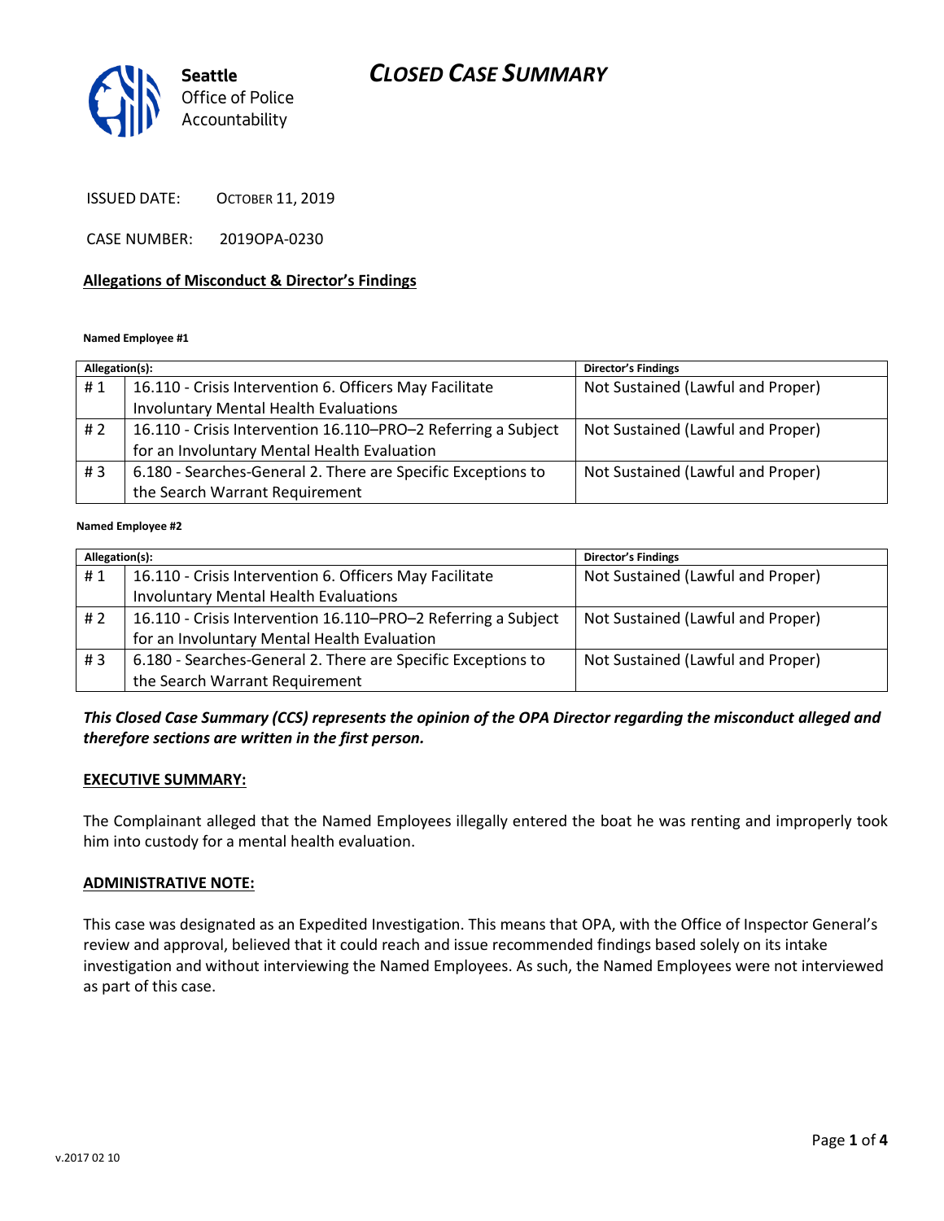# CLOSED CASE SUMMARY

Seattle Office of Police Accountability

ISSUED DATE: OCTOBER 11, 2019

CASE NUMBER: 2019OPA-0230

## Allegations of Misconduct & Director's Findings

**Named Employee #1**

| Allegation(s): | | Director's Findings |
|---|---|---|
| # 1 | 16.110 - Crisis Intervention 6. Officers May Facilitate Involuntary Mental Health Evaluations | Not Sustained (Lawful and Proper) |
| # 2 | 16.110 - Crisis Intervention 16.110–PRO–2 Referring a Subject for an Involuntary Mental Health Evaluation | Not Sustained (Lawful and Proper) |
| # 3 | 6.180 - Searches-General 2. There are Specific Exceptions to the Search Warrant Requirement | Not Sustained (Lawful and Proper) |

**Named Employee #2**

| Allegation(s): | | Director's Findings |
|---|---|---|
| # 1 | 16.110 - Crisis Intervention 6. Officers May Facilitate Involuntary Mental Health Evaluations | Not Sustained (Lawful and Proper) |
| # 2 | 16.110 - Crisis Intervention 16.110–PRO–2 Referring a Subject for an Involuntary Mental Health Evaluation | Not Sustained (Lawful and Proper) |
| # 3 | 6.180 - Searches-General 2. There are Specific Exceptions to the Search Warrant Requirement | Not Sustained (Lawful and Proper) |

***This Closed Case Summary (CCS) represents the opinion of the OPA Director regarding the misconduct alleged and therefore sections are written in the first person.***

## EXECUTIVE SUMMARY:

The Complainant alleged that the Named Employees illegally entered the boat he was renting and improperly took him into custody for a mental health evaluation.

## ADMINISTRATIVE NOTE:

This case was designated as an Expedited Investigation. This means that OPA, with the Office of Inspector General's review and approval, believed that it could reach and issue recommended findings based solely on its intake investigation and without interviewing the Named Employees. As such, the Named Employees were not interviewed as part of this case.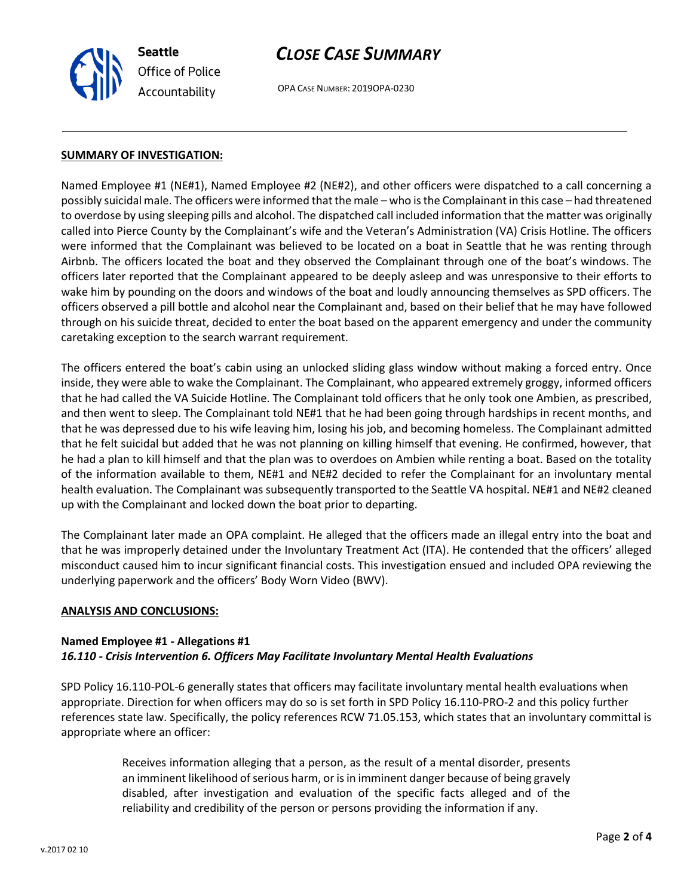**SUMMARY OF INVESTIGATION:**

Named Employee #1 (NE#1), Named Employee #2 (NE#2), and other officers were dispatched to a call concerning a possibly suicidal male. The officers were informed that the male – who is the Complainant in this case – had threatened to overdose by using sleeping pills and alcohol. The dispatched call included information that the matter was originally called into Pierce County by the Complainant's wife and the Veteran's Administration (VA) Crisis Hotline. The officers were informed that the Complainant was believed to be located on a boat in Seattle that he was renting through Airbnb. The officers located the boat and they observed the Complainant through one of the boat's windows. The officers later reported that the Complainant appeared to be deeply asleep and was unresponsive to their efforts to wake him by pounding on the doors and windows of the boat and loudly announcing themselves as SPD officers. The officers observed a pill bottle and alcohol near the Complainant and, based on their belief that he may have followed through on his suicide threat, decided to enter the boat based on the apparent emergency and under the community caretaking exception to the search warrant requirement.

The officers entered the boat's cabin using an unlocked sliding glass window without making a forced entry. Once inside, they were able to wake the Complainant. The Complainant, who appeared extremely groggy, informed officers that he had called the VA Suicide Hotline. The Complainant told officers that he only took one Ambien, as prescribed, and then went to sleep. The Complainant told NE#1 that he had been going through hardships in recent months, and that he was depressed due to his wife leaving him, losing his job, and becoming homeless. The Complainant admitted that he felt suicidal but added that he was not planning on killing himself that evening. He confirmed, however, that he had a plan to kill himself and that the plan was to overdoes on Ambien while renting a boat. Based on the totality of the information available to them, NE#1 and NE#2 decided to refer the Complainant for an involuntary mental health evaluation. The Complainant was subsequently transported to the Seattle VA hospital. NE#1 and NE#2 cleaned up with the Complainant and locked down the boat prior to departing.

The Complainant later made an OPA complaint. He alleged that the officers made an illegal entry into the boat and that he was improperly detained under the Involuntary Treatment Act (ITA). He contended that the officers' alleged misconduct caused him to incur significant financial costs. This investigation ensued and included OPA reviewing the underlying paperwork and the officers' Body Worn Video (BWV).

**ANALYSIS AND CONCLUSIONS:**

**Named Employee #1 - Allegations #1**
***16.110 - Crisis Intervention 6. Officers May Facilitate Involuntary Mental Health Evaluations***

SPD Policy 16.110-POL-6 generally states that officers may facilitate involuntary mental health evaluations when appropriate. Direction for when officers may do so is set forth in SPD Policy 16.110-PRO-2 and this policy further references state law. Specifically, the policy references RCW 71.05.153, which states that an involuntary committal is appropriate where an officer:

> Receives information alleging that a person, as the result of a mental disorder, presents an imminent likelihood of serious harm, or is in imminent danger because of being gravely disabled, after investigation and evaluation of the specific facts alleged and of the reliability and credibility of the person or persons providing the information if any.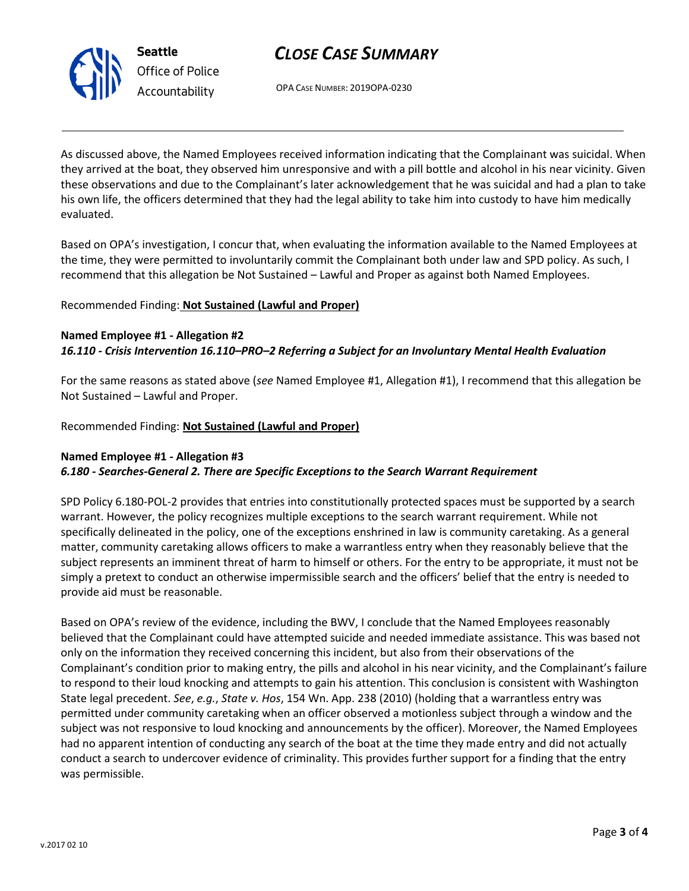As discussed above, the Named Employees received information indicating that the Complainant was suicidal. When they arrived at the boat, they observed him unresponsive and with a pill bottle and alcohol in his near vicinity. Given these observations and due to the Complainant's later acknowledgement that he was suicidal and had a plan to take his own life, the officers determined that they had the legal ability to take him into custody to have him medically evaluated.

Based on OPA's investigation, I concur that, when evaluating the information available to the Named Employees at the time, they were permitted to involuntarily commit the Complainant both under law and SPD policy. As such, I recommend that this allegation be Not Sustained – Lawful and Proper as against both Named Employees.

Recommended Finding: **Not Sustained (Lawful and Proper)**

**Named Employee #1 - Allegation #2**
***16.110 - Crisis Intervention 16.110–PRO–2 Referring a Subject for an Involuntary Mental Health Evaluation***

For the same reasons as stated above (*see* Named Employee #1, Allegation #1), I recommend that this allegation be Not Sustained – Lawful and Proper.

Recommended Finding: **Not Sustained (Lawful and Proper)**

**Named Employee #1 - Allegation #3**
***6.180 - Searches-General 2. There are Specific Exceptions to the Search Warrant Requirement***

SPD Policy 6.180-POL-2 provides that entries into constitutionally protected spaces must be supported by a search warrant. However, the policy recognizes multiple exceptions to the search warrant requirement. While not specifically delineated in the policy, one of the exceptions enshrined in law is community caretaking. As a general matter, community caretaking allows officers to make a warrantless entry when they reasonably believe that the subject represents an imminent threat of harm to himself or others. For the entry to be appropriate, it must not be simply a pretext to conduct an otherwise impermissible search and the officers' belief that the entry is needed to provide aid must be reasonable.

Based on OPA's review of the evidence, including the BWV, I conclude that the Named Employees reasonably believed that the Complainant could have attempted suicide and needed immediate assistance. This was based not only on the information they received concerning this incident, but also from their observations of the Complainant's condition prior to making entry, the pills and alcohol in his near vicinity, and the Complainant's failure to respond to their loud knocking and attempts to gain his attention. This conclusion is consistent with Washington State legal precedent. *See*, *e.g.*, *State v. Hos*, 154 Wn. App. 238 (2010) (holding that a warrantless entry was permitted under community caretaking when an officer observed a motionless subject through a window and the subject was not responsive to loud knocking and announcements by the officer). Moreover, the Named Employees had no apparent intention of conducting any search of the boat at the time they made entry and did not actually conduct a search to undercover evidence of criminality. This provides further support for a finding that the entry was permissible.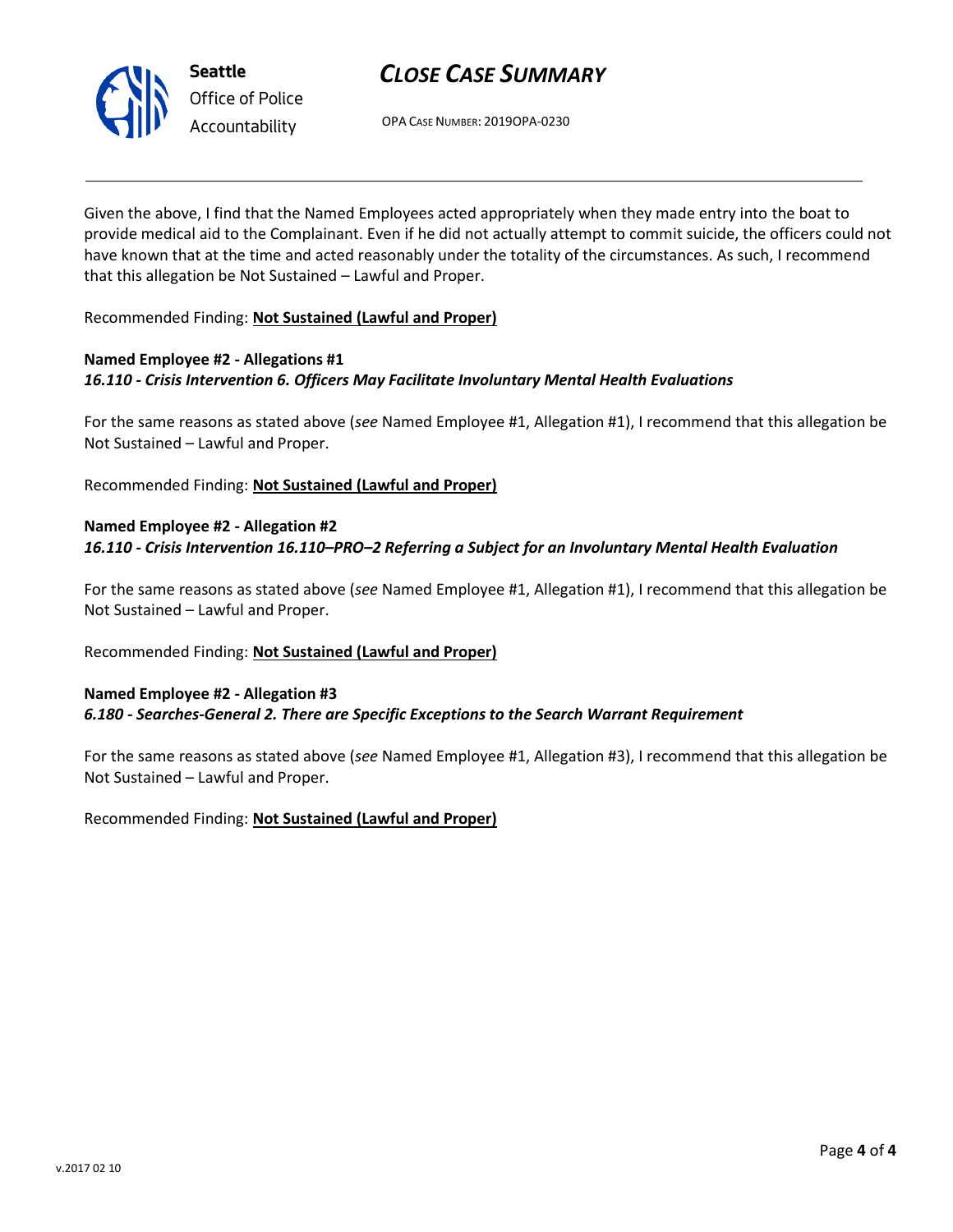Given the above, I find that the Named Employees acted appropriately when they made entry into the boat to provide medical aid to the Complainant. Even if he did not actually attempt to commit suicide, the officers could not have known that at the time and acted reasonably under the totality of the circumstances. As such, I recommend that this allegation be Not Sustained – Lawful and Proper.

Recommended Finding: **Not Sustained (Lawful and Proper)**

**Named Employee #2 - Allegations #1**
***16.110 - Crisis Intervention 6. Officers May Facilitate Involuntary Mental Health Evaluations***

For the same reasons as stated above (*see* Named Employee #1, Allegation #1), I recommend that this allegation be Not Sustained – Lawful and Proper.

Recommended Finding: **Not Sustained (Lawful and Proper)**

**Named Employee #2 - Allegation #2**
***16.110 - Crisis Intervention 16.110–PRO–2 Referring a Subject for an Involuntary Mental Health Evaluation***

For the same reasons as stated above (*see* Named Employee #1, Allegation #1), I recommend that this allegation be Not Sustained – Lawful and Proper.

Recommended Finding: **Not Sustained (Lawful and Proper)**

**Named Employee #2 - Allegation #3**
***6.180 - Searches-General 2. There are Specific Exceptions to the Search Warrant Requirement***

For the same reasons as stated above (*see* Named Employee #1, Allegation #3), I recommend that this allegation be Not Sustained – Lawful and Proper.

Recommended Finding: **Not Sustained (Lawful and Proper)**